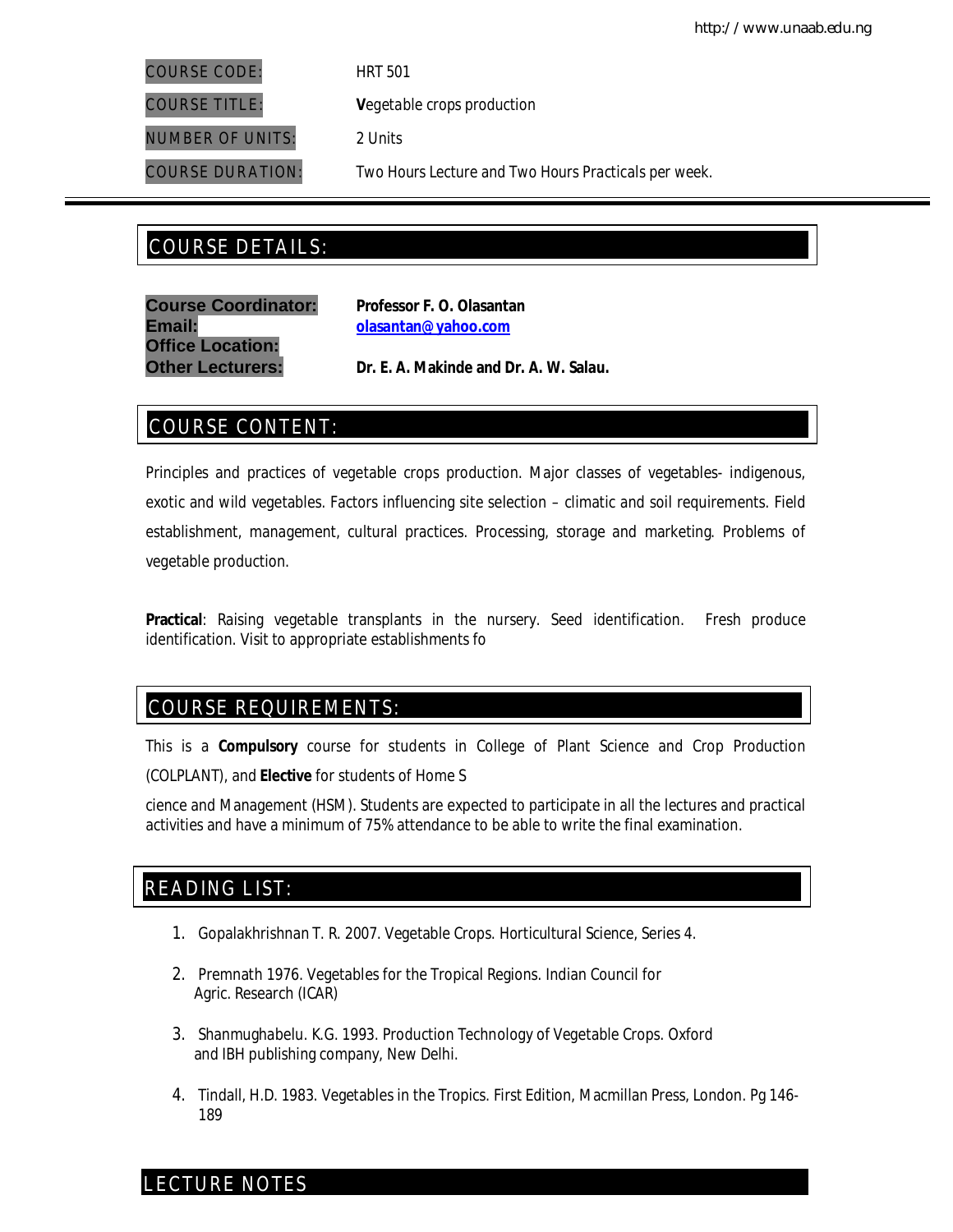| | |
|---|---|
| COURSE CODE: | HRT 501 |
| COURSE TITLE: | **V**egetable crops production |
| NUMBER OF UNITS: | 2 Units |
| COURSE DURATION: | Two Hours Lecture and Two Hours Practicals per week. |

## COURSE DETAILS:

**Course Coordinator:** **Professor F. O. Olasantan**
**Email:** **olasantan@yahoo.com**
**Office Location:**
**Other Lecturers:** **Dr. E. A. Makinde and Dr. A. W. Salau.**

## COURSE CONTENT:

Principles and practices of vegetable crops production. Major classes of vegetables- indigenous, exotic and wild vegetables. Factors influencing site selection – climatic and soil requirements. Field establishment, management, cultural practices. Processing, storage and marketing. Problems of vegetable production.

**Practical**: Raising vegetable transplants in the nursery. Seed identification. Fresh produce identification. Visit to appropriate establishments fo

## COURSE REQUIREMENTS:

This is a **Compulsory** course for students in College of Plant Science and Crop Production (COLPLANT), and **Elective** for students of Home S

cience and Management (HSM). Students are expected to participate in all the lectures and practical activities and have a minimum of 75% attendance to be able to write the final examination.

## READING LIST:

1. Gopalakhrishnan T. R. 2007. Vegetable Crops. Horticultural Science, Series 4.
2. Premnath 1976. Vegetables for the Tropical Regions. Indian Council for Agric. Research (ICAR)
3. Shanmughabelu. K.G. 1993. Production Technology of Vegetable Crops. Oxford and IBH publishing company, New Delhi.
4. Tindall, H.D. 1983. Vegetables in the Tropics. First Edition, Macmillan Press, London. Pg 146-189

## LECTURE NOTES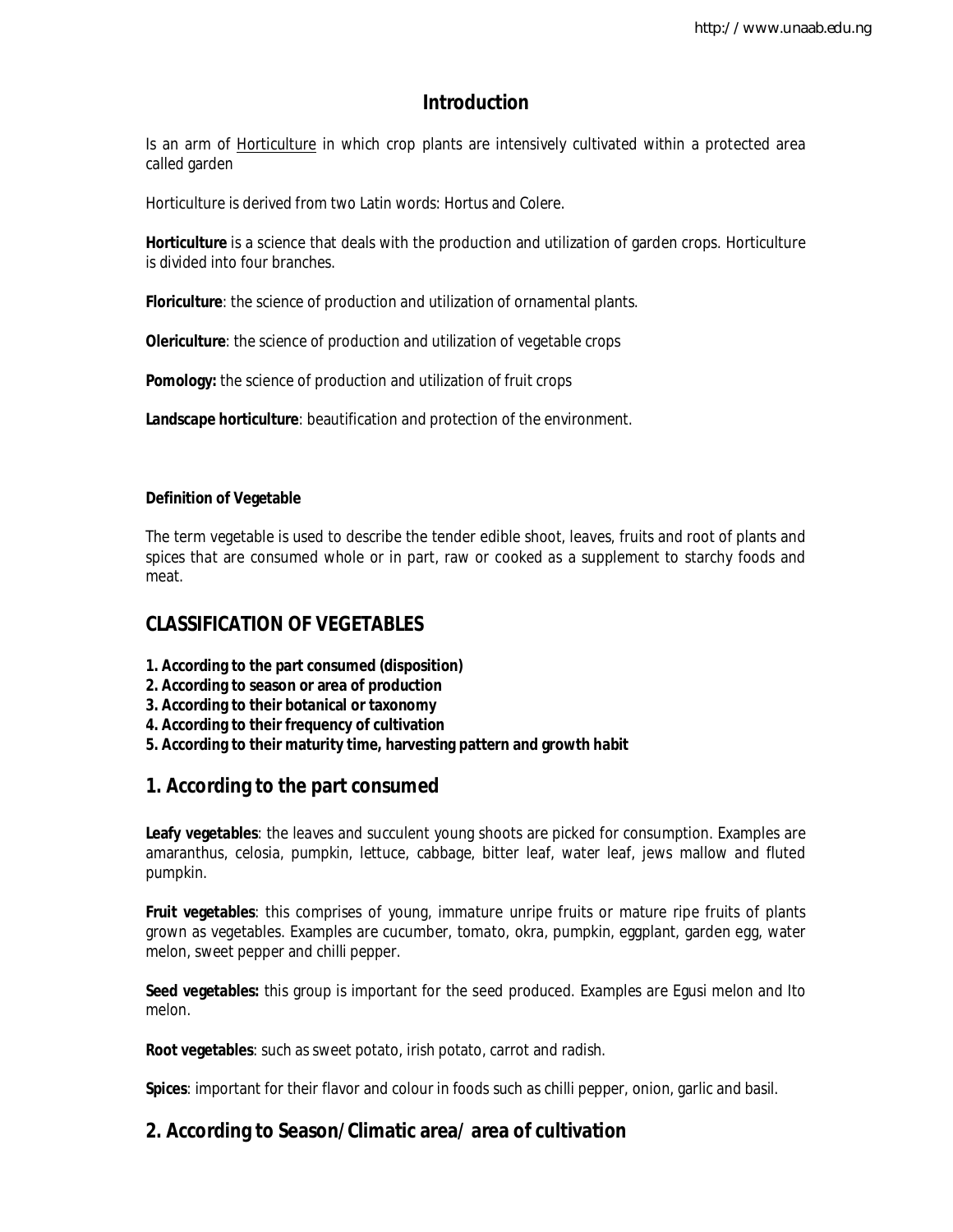## Introduction

Is an arm of Horticulture in which crop plants are intensively cultivated within a protected area called garden

Horticulture is derived from two Latin words: Hortus and Colere.

**Horticulture** is a science that deals with the production and utilization of garden crops. Horticulture is divided into four branches.

**Floriculture**: the science of production and utilization of ornamental plants.

**Olericulture**: the science of production and utilization of vegetable crops

**Pomology:** the science of production and utilization of fruit crops

**Landscape horticulture**: beautification and protection of the environment.

**Definition of Vegetable**

The term vegetable is used to describe the tender edible shoot, leaves, fruits and root of plants and spices that are consumed whole or in part, raw or cooked as a supplement to starchy foods and meat.

## CLASSIFICATION OF VEGETABLES

**1. According to the part consumed (disposition)**
**2. According to season or area of production**
**3. According to their botanical or taxonomy**
**4. According to their frequency of cultivation**
**5. According to their maturity time, harvesting pattern and growth habit**

## 1. According to the part consumed

**Leafy vegetables**: the leaves and succulent young shoots are picked for consumption. Examples are amaranthus, celosia, pumpkin, lettuce, cabbage, bitter leaf, water leaf, jews mallow and fluted pumpkin.

**Fruit vegetables**: this comprises of young, immature unripe fruits or mature ripe fruits of plants grown as vegetables. Examples are cucumber, tomato, okra, pumpkin, eggplant, garden egg, water melon, sweet pepper and chilli pepper.

**Seed vegetables:** this group is important for the seed produced. Examples are Egusi melon and Ito melon.

**Root vegetables**: such as sweet potato, irish potato, carrot and radish.

**Spices**: important for their flavor and colour in foods such as chilli pepper, onion, garlic and basil.

## 2. According to Season/Climatic area/ area of cultivation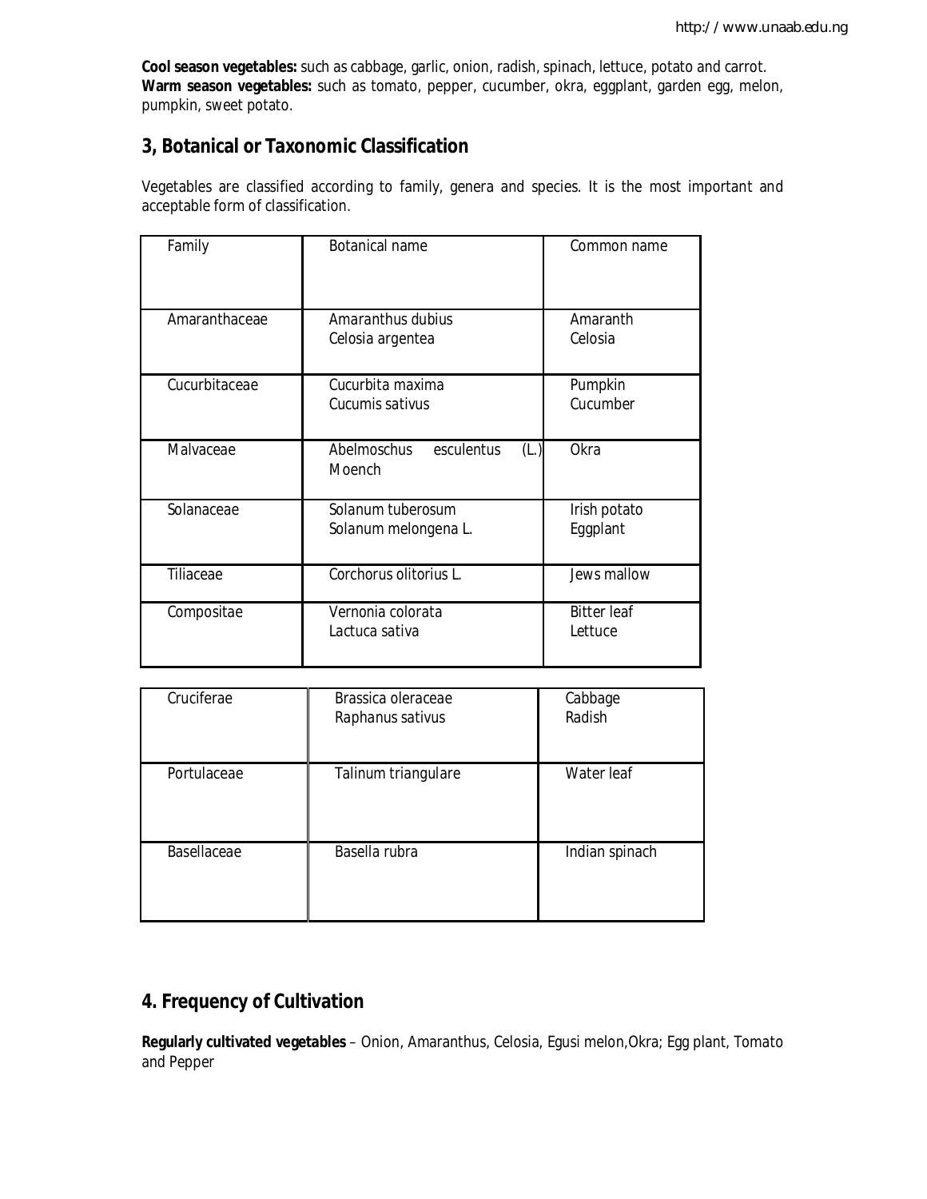**Cool season vegetables:** such as cabbage, garlic, onion, radish, spinach, lettuce, potato and carrot.
**Warm season vegetables:** such as tomato, pepper, cucumber, okra, eggplant, garden egg, melon, pumpkin, sweet potato.

## 3, Botanical or Taxonomic Classification

Vegetables are classified according to family, genera and species. It is the most important and acceptable form of classification.

| Family | Botanical name | Common name |
|---|---|---|
| Amaranthaceae | Amaranthus dubius<br>Celosia argentea | Amaranth<br>Celosia |
| Cucurbitaceae | Cucurbita maxima<br>Cucumis sativus | Pumpkin<br>Cucumber |
| Malvaceae | Abelmoschus esculentus (L.) Moench | Okra |
| Solanaceae | Solanum tuberosum<br>Solanum melongena L. | Irish potato<br>Eggplant |
| Tiliaceae | Corchorus olitorius L. | Jews mallow |
| Compositae | Vernonia colorata<br>Lactuca sativa | Bitter leaf<br>Lettuce |
| Cruciferae | Brassica oleraceae<br>Raphanus sativus | Cabbage<br>Radish |
| Portulaceae | Talinum triangulare | Water leaf |
| Basellaceae | Basella rubra | Indian spinach |

## 4. Frequency of Cultivation

**Regularly cultivated vegetables** – Onion, Amaranthus, Celosia, Egusi melon,Okra; Egg plant, Tomato and Pepper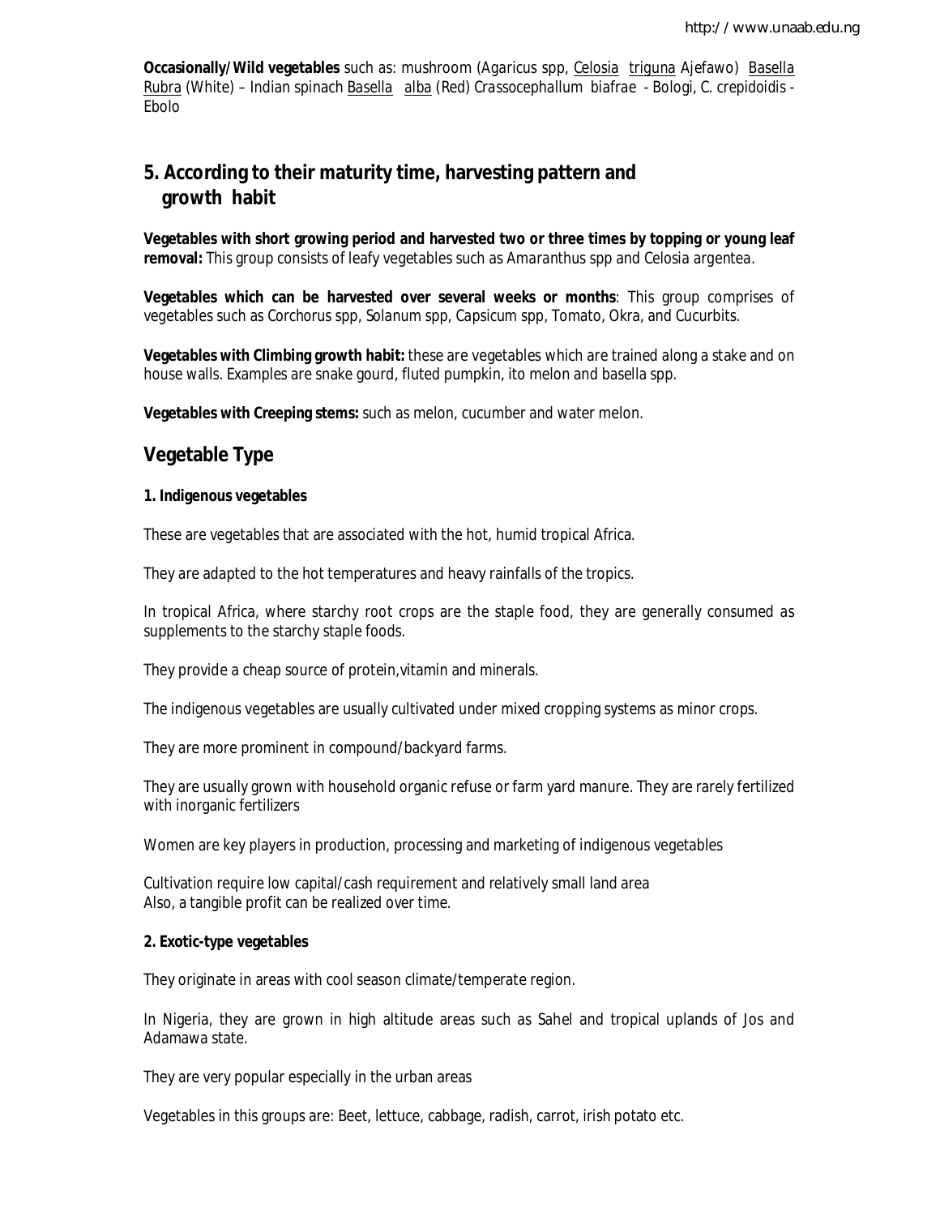**Occasionally/Wild vegetables** such as: mushroom (Agaricus spp, Celosia triguna Ajefawo) Basella Rubra (White) – Indian spinach Basella alba (Red) *Crassocephallum biafrae* - Bologi, *C. crepidoidis* - Ebolo

## 5. According to their maturity time, harvesting pattern and growth habit

**Vegetables with short growing period and harvested two or three times by topping or young leaf removal:** This group consists of leafy vegetables such as Amaranthus spp and Celosia argentea.

**Vegetables which can be harvested over several weeks or months**: This group comprises of vegetables such as Corchorus spp, Solanum spp, Capsicum spp, Tomato, Okra, and Cucurbits.

**Vegetables with Climbing growth habit:** these are vegetables which are trained along a stake and on house walls. Examples are snake gourd, fluted pumpkin, ito melon and basella spp.

**Vegetables with Creeping stems:** such as melon, cucumber and water melon.

## Vegetable Type

**1. Indigenous vegetables**

These are vegetables that are associated with the hot, humid tropical Africa.

They are adapted to the hot temperatures and heavy rainfalls of the tropics.

In tropical Africa, where starchy root crops are the staple food, they are generally consumed as supplements to the starchy staple foods.

They provide a cheap source of protein,vitamin and minerals.

The indigenous vegetables are usually cultivated under mixed cropping systems as minor crops.

They are more prominent in compound/backyard farms.

They are usually grown with household organic refuse or farm yard manure. They are rarely fertilized with inorganic fertilizers

Women are key players in production, processing and marketing of indigenous vegetables

Cultivation require low capital/cash requirement and relatively small land area
Also, a tangible profit can be realized over time.

**2. Exotic-type vegetables**

They originate in areas with cool season climate/temperate region.

In Nigeria, they are grown in high altitude areas such as Sahel and tropical uplands of Jos and Adamawa state.

They are very popular especially in the urban areas

Vegetables in this groups are: Beet, lettuce, cabbage, radish, carrot, irish potato etc.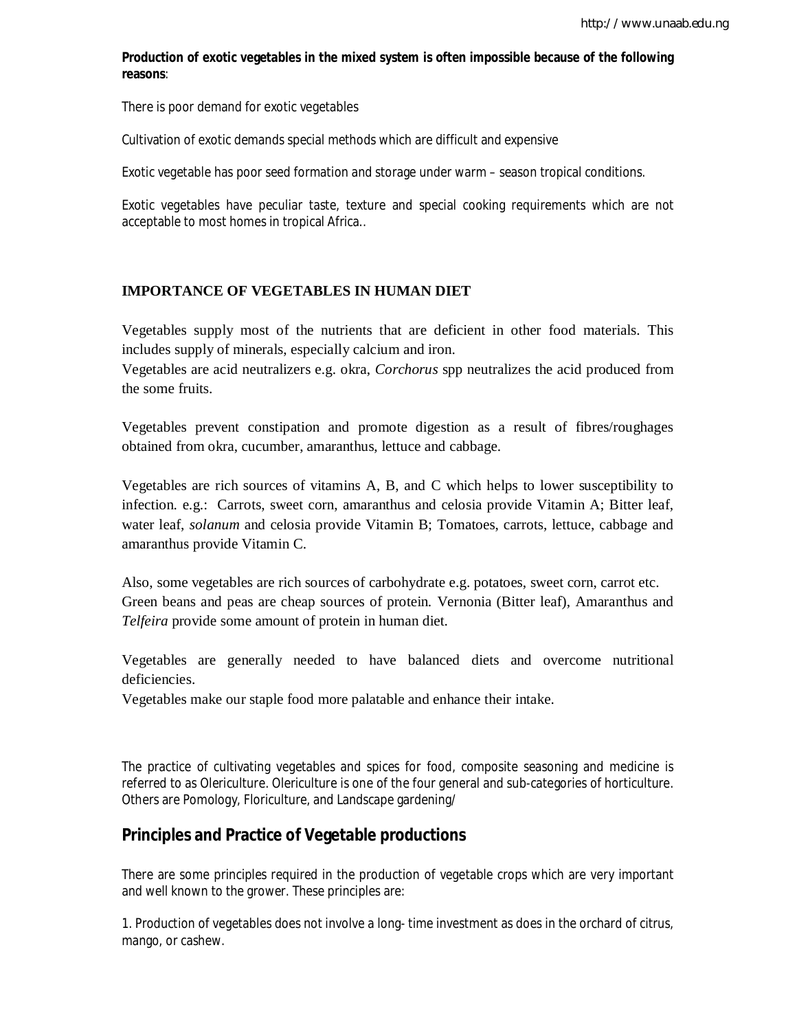**Production of exotic vegetables in the mixed system is often impossible because of the following reasons**:

There is poor demand for exotic vegetables

Cultivation of exotic demands special methods which are difficult and expensive

Exotic vegetable has poor seed formation and storage under warm – season tropical conditions.

Exotic vegetables have peculiar taste, texture and special cooking requirements which are not acceptable to most homes in tropical Africa..

## IMPORTANCE OF VEGETABLES IN HUMAN DIET

Vegetables supply most of the nutrients that are deficient in other food materials. This includes supply of minerals, especially calcium and iron.
Vegetables are acid neutralizers e.g. okra, *Corchorus* spp neutralizes the acid produced from the some fruits.

Vegetables prevent constipation and promote digestion as a result of fibres/roughages obtained from okra, cucumber, amaranthus, lettuce and cabbage.

Vegetables are rich sources of vitamins A, B, and C which helps to lower susceptibility to infection. e.g.: Carrots, sweet corn, amaranthus and celosia provide Vitamin A; Bitter leaf, water leaf, *solanum* and celosia provide Vitamin B; Tomatoes, carrots, lettuce, cabbage and amaranthus provide Vitamin C.

Also, some vegetables are rich sources of carbohydrate e.g. potatoes, sweet corn, carrot etc.
Green beans and peas are cheap sources of protein. Vernonia (Bitter leaf), Amaranthus and *Telfeira* provide some amount of protein in human diet.

Vegetables are generally needed to have balanced diets and overcome nutritional deficiencies.
Vegetables make our staple food more palatable and enhance their intake.

The practice of cultivating vegetables and spices for food, composite seasoning and medicine is referred to as Olericulture. Olericulture is one of the four general and sub-categories of horticulture. Others are Pomology, Floriculture, and Landscape gardening/

## Principles and Practice of Vegetable productions

There are some principles required in the production of vegetable crops which are very important and well known to the grower. These principles are:

1. Production of vegetables does not involve a long- time investment as does in the orchard of citrus, mango, or cashew.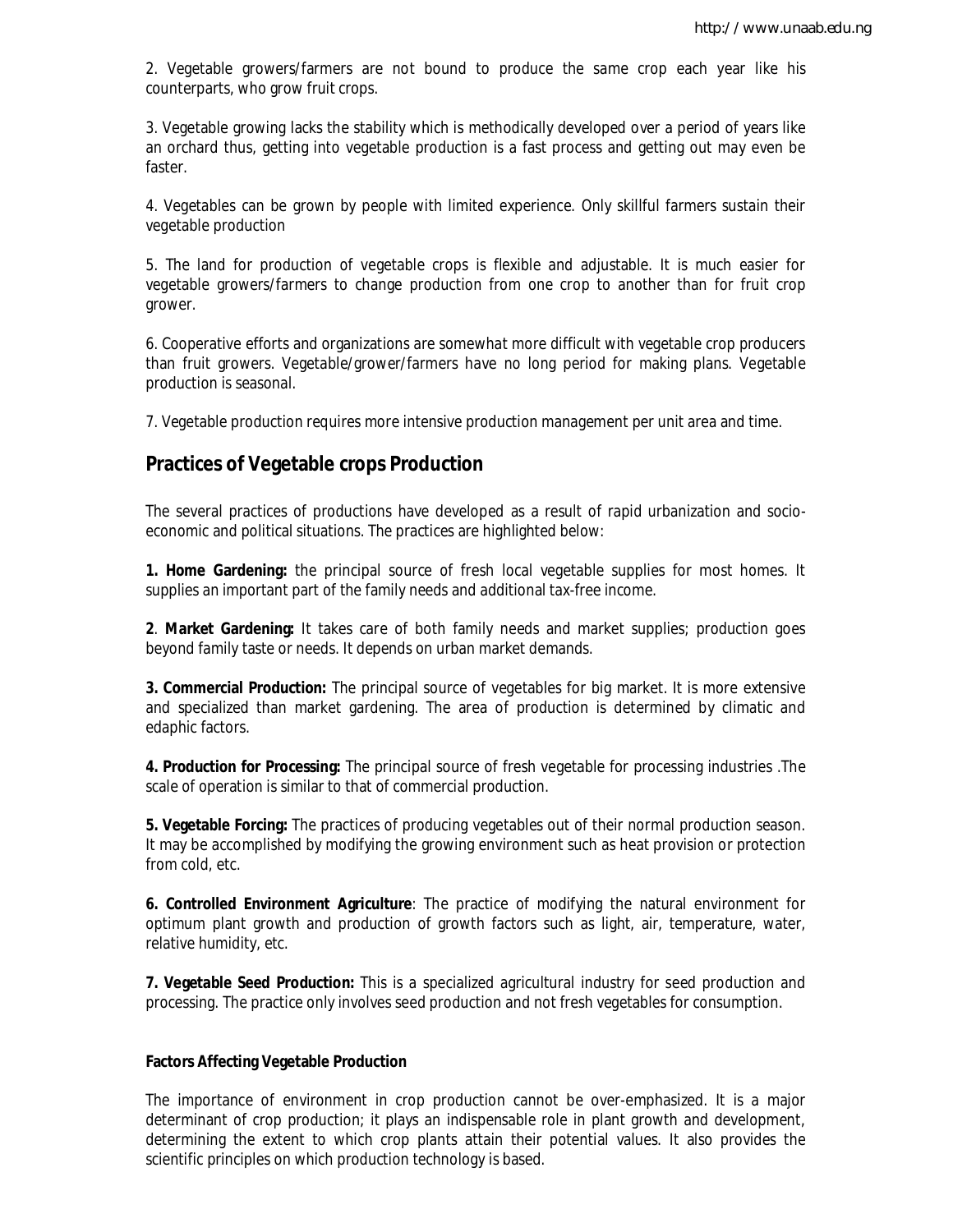2. Vegetable growers/farmers are not bound to produce the same crop each year like his counterparts, who grow fruit crops.

3. Vegetable growing lacks the stability which is methodically developed over a period of years like an orchard thus, getting into vegetable production is a fast process and getting out may even be faster.

4. Vegetables can be grown by people with limited experience. Only skillful farmers sustain their vegetable production

5. The land for production of vegetable crops is flexible and adjustable. It is much easier for vegetable growers/farmers to change production from one crop to another than for fruit crop grower.

6. Cooperative efforts and organizations are somewhat more difficult with vegetable crop producers than fruit growers. Vegetable/grower/farmers have no long period for making plans. Vegetable production is seasonal.

7. Vegetable production requires more intensive production management per unit area and time.

## Practices of Vegetable crops Production

The several practices of productions have developed as a result of rapid urbanization and socio-economic and political situations. The practices are highlighted below:

**1. Home Gardening:** the principal source of fresh local vegetable supplies for most homes. It supplies an important part of the family needs and additional tax-free income.

**2**. **Market Gardening:** It takes care of both family needs and market supplies; production goes beyond family taste or needs. It depends on urban market demands.

**3. Commercial Production:** The principal source of vegetables for big market. It is more extensive and specialized than market gardening. The area of production is determined by climatic and edaphic factors.

**4. Production for Processing:** The principal source of fresh vegetable for processing industries .The scale of operation is similar to that of commercial production.

**5. Vegetable Forcing:** The practices of producing vegetables out of their normal production season. It may be accomplished by modifying the growing environment such as heat provision or protection from cold, etc.

**6. Controlled Environment Agriculture**: The practice of modifying the natural environment for optimum plant growth and production of growth factors such as light, air, temperature, water, relative humidity, etc.

**7. Vegetable Seed Production:** This is a specialized agricultural industry for seed production and processing. The practice only involves seed production and not fresh vegetables for consumption.

### Factors Affecting Vegetable Production

The importance of environment in crop production cannot be over-emphasized. It is a major determinant of crop production; it plays an indispensable role in plant growth and development, determining the extent to which crop plants attain their potential values. It also provides the scientific principles on which production technology is based.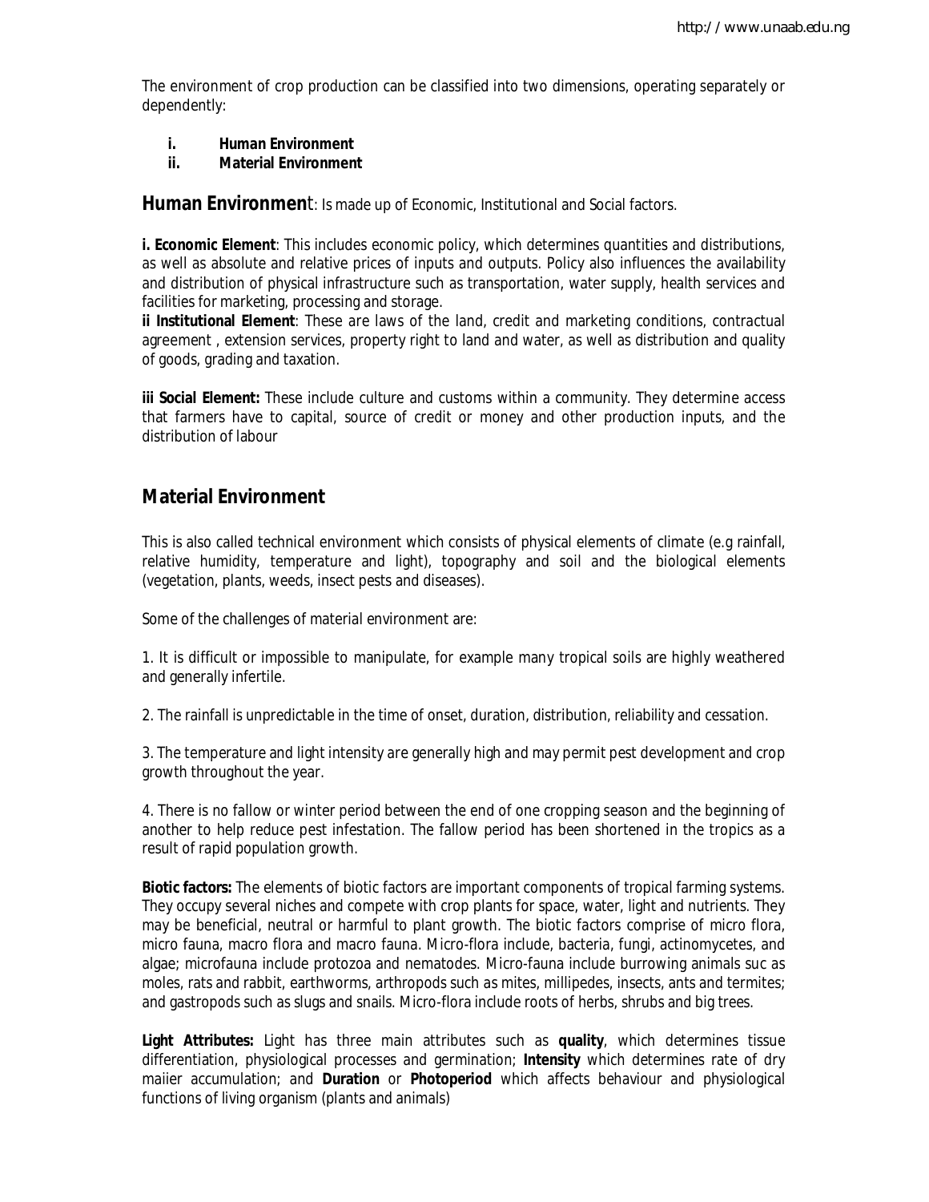The environment of crop production can be classified into two dimensions, operating separately or dependently:

i. **Human Environment**
ii. **Material Environment**

**Human Environment**: Is made up of Economic, Institutional and Social factors.

**i. Economic Element**: This includes economic policy, which determines quantities and distributions, as well as absolute and relative prices of inputs and outputs. Policy also influences the availability and distribution of physical infrastructure such as transportation, water supply, health services and facilities for marketing, processing and storage.

**ii Institutional Element**: These are laws of the land, credit and marketing conditions, contractual agreement , extension services, property right to land and water, as well as distribution and quality of goods, grading and taxation.

**iii Social Element:** These include culture and customs within a community. They determine access that farmers have to capital, source of credit or money and other production inputs, and the distribution of labour

## Material Environment

This is also called technical environment which consists of physical elements of climate (e.g rainfall, relative humidity, temperature and light), topography and soil and the biological elements (vegetation, plants, weeds, insect pests and diseases).

Some of the challenges of material environment are:

1. It is difficult or impossible to manipulate, for example many tropical soils are highly weathered and generally infertile.

2. The rainfall is unpredictable in the time of onset, duration, distribution, reliability and cessation.

3. The temperature and light intensity are generally high and may permit pest development and crop growth throughout the year.

4. There is no fallow or winter period between the end of one cropping season and the beginning of another to help reduce pest infestation. The fallow period has been shortened in the tropics as a result of rapid population growth.

**Biotic factors:** The elements of biotic factors are important components of tropical farming systems. They occupy several niches and compete with crop plants for space, water, light and nutrients. They may be beneficial, neutral or harmful to plant growth. The biotic factors comprise of micro flora, micro fauna, macro flora and macro fauna. Micro-flora include, bacteria, fungi, actinomycetes, and algae; microfauna include protozoa and nematodes. Micro-fauna include burrowing animals suc as moles, rats and rabbit, earthworms, arthropods such as mites, millipedes, insects, ants and termites; and gastropods such as slugs and snails. Micro-flora include roots of herbs, shrubs and big trees.

**Light Attributes:** Light has three main attributes such as **quality**, which determines tissue differentiation, physiological processes and germination; **Intensity** which determines rate of dry maiier accumulation; and **Duration** or **Photoperiod** which affects behaviour and physiological functions of living organism (plants and animals)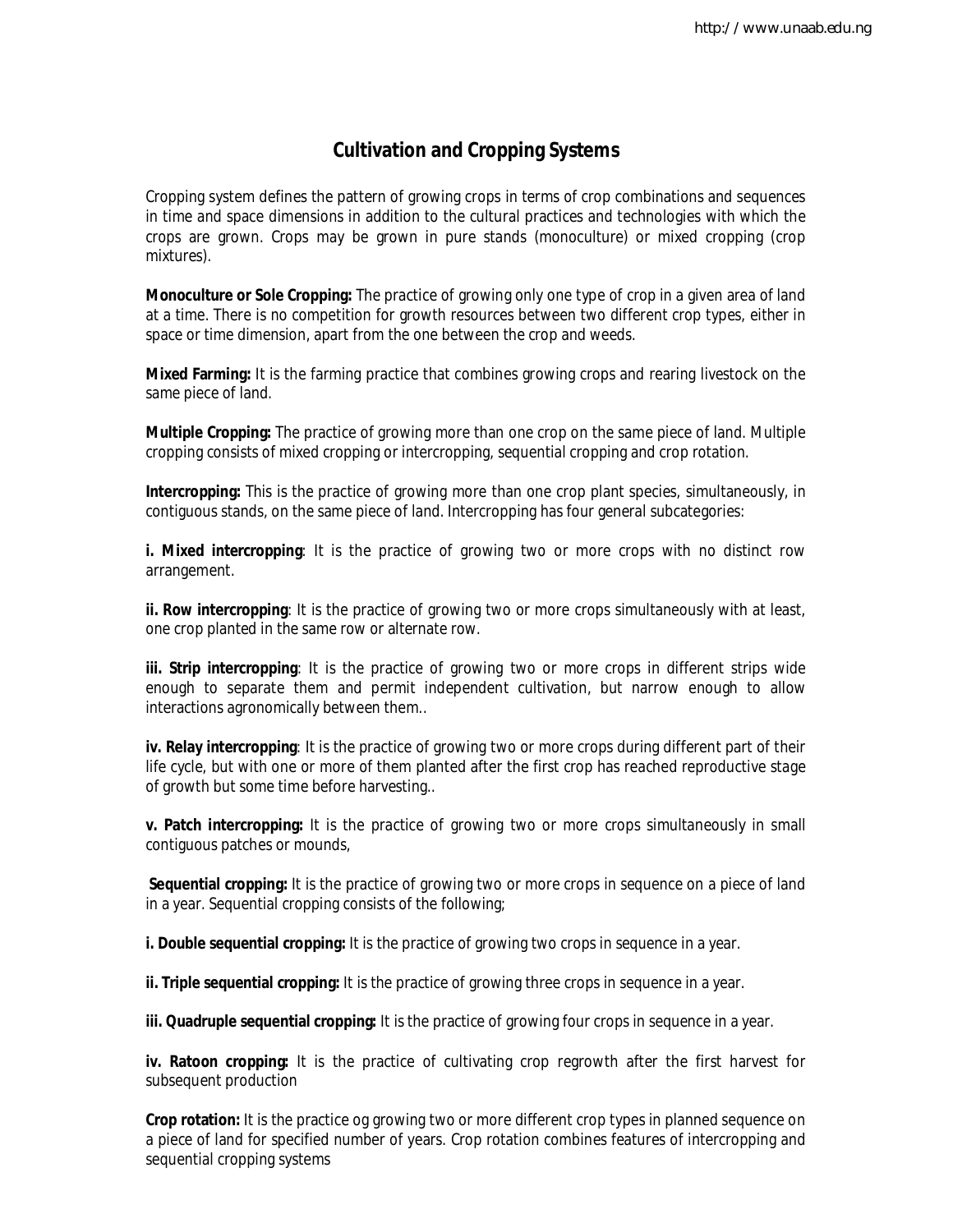## Cultivation and Cropping Systems

Cropping system defines the pattern of growing crops in terms of crop combinations and sequences in time and space dimensions in addition to the cultural practices and technologies with which the crops are grown. Crops may be grown in pure stands (monoculture) or mixed cropping (crop mixtures).

**Monoculture or Sole Cropping:** The practice of growing only one type of crop in a given area of land at a time. There is no competition for growth resources between two different crop types, either in space or time dimension, apart from the one between the crop and weeds.

**Mixed Farming:** It is the farming practice that combines growing crops and rearing livestock on the same piece of land.

**Multiple Cropping:** The practice of growing more than one crop on the same piece of land. Multiple cropping consists of mixed cropping or intercropping, sequential cropping and crop rotation.

**Intercropping:** This is the practice of growing more than one crop plant species, simultaneously, in contiguous stands, on the same piece of land. Intercropping has four general subcategories:

**i. Mixed intercropping**: It is the practice of growing two or more crops with no distinct row arrangement.

**ii. Row intercropping**: It is the practice of growing two or more crops simultaneously with at least, one crop planted in the same row or alternate row.

**iii. Strip intercropping**: It is the practice of growing two or more crops in different strips wide enough to separate them and permit independent cultivation, but narrow enough to allow interactions agronomically between them..

**iv. Relay intercropping**: It is the practice of growing two or more crops during different part of their life cycle, but with one or more of them planted after the first crop has reached reproductive stage of growth but some time before harvesting..

**v. Patch intercropping:** It is the practice of growing two or more crops simultaneously in small contiguous patches or mounds,

**Sequential cropping:** It is the practice of growing two or more crops in sequence on a piece of land in a year. Sequential cropping consists of the following;

**i. Double sequential cropping:** It is the practice of growing two crops in sequence in a year.

**ii. Triple sequential cropping:** It is the practice of growing three crops in sequence in a year.

**iii. Quadruple sequential cropping:** It is the practice of growing four crops in sequence in a year.

**iv. Ratoon cropping:** It is the practice of cultivating crop regrowth after the first harvest for subsequent production

**Crop rotation:** It is the practice og growing two or more different crop types in planned sequence on a piece of land for specified number of years. Crop rotation combines features of intercropping and sequential cropping systems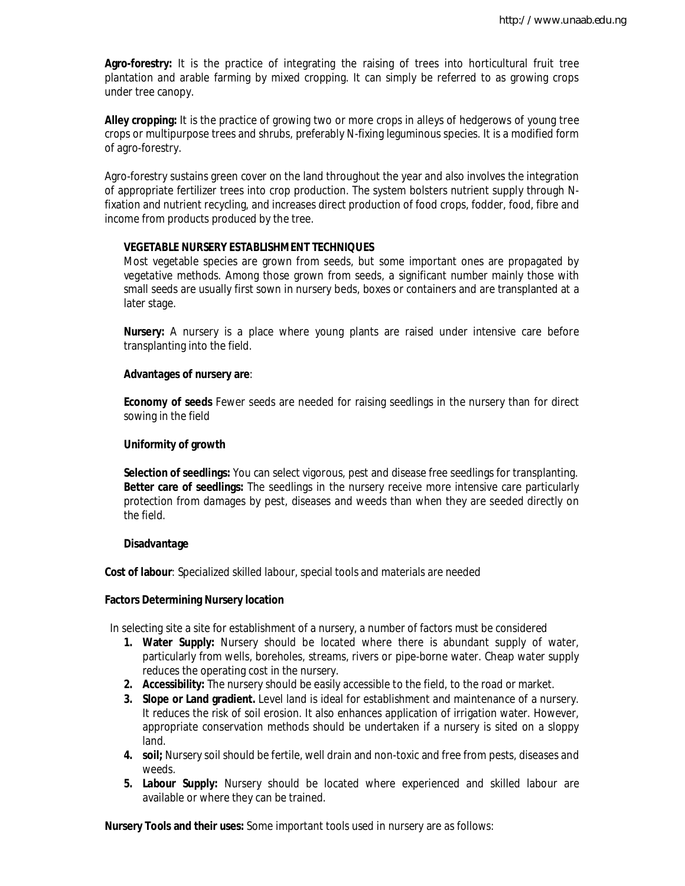**Agro-forestry:** It is the practice of integrating the raising of trees into horticultural fruit tree plantation and arable farming by mixed cropping. It can simply be referred to as growing crops under tree canopy.

**Alley cropping:** It is the practice of growing two or more crops in alleys of hedgerows of young tree crops or multipurpose trees and shrubs, preferably N-fixing leguminous species. It is a modified form of agro-forestry.

Agro-forestry sustains green cover on the land throughout the year and also involves the integration of appropriate fertilizer trees into crop production. The system bolsters nutrient supply through N-fixation and nutrient recycling, and increases direct production of food crops, fodder, food, fibre and income from products produced by the tree.

**VEGETABLE NURSERY ESTABLISHMENT TECHNIQUES**

Most vegetable species are grown from seeds, but some important ones are propagated by vegetative methods. Among those grown from seeds, a significant number mainly those with small seeds are usually first sown in nursery beds, boxes or containers and are transplanted at a later stage.

**Nursery:** A nursery is a place where young plants are raised under intensive care before transplanting into the field.

**Advantages of nursery are**:

**Economy of seeds** Fewer seeds are needed for raising seedlings in the nursery than for direct sowing in the field

**Uniformity of growth**

**Selection of seedlings:** You can select vigorous, pest and disease free seedlings for transplanting.

**Better care of seedlings:** The seedlings in the nursery receive more intensive care particularly protection from damages by pest, diseases and weeds than when they are seeded directly on the field.

**Disadvantage**

**Cost of labour**: Specialized skilled labour, special tools and materials are needed

**Factors Determining Nursery location**

In selecting site a site for establishment of a nursery, a number of factors must be considered

1. **Water Supply:** Nursery should be located where there is abundant supply of water, particularly from wells, boreholes, streams, rivers or pipe-borne water. Cheap water supply reduces the operating cost in the nursery.
2. **Accessibility:** The nursery should be easily accessible to the field, to the road or market.
3. **Slope or Land gradient.** Level land is ideal for establishment and maintenance of a nursery. It reduces the risk of soil erosion. It also enhances application of irrigation water. However, appropriate conservation methods should be undertaken if a nursery is sited on a sloppy land.
4. **soil;** Nursery soil should be fertile, well drain and non-toxic and free from pests, diseases and weeds.
5. **Labour Supply:** Nursery should be located where experienced and skilled labour are available or where they can be trained.

**Nursery Tools and their uses:** Some important tools used in nursery are as follows: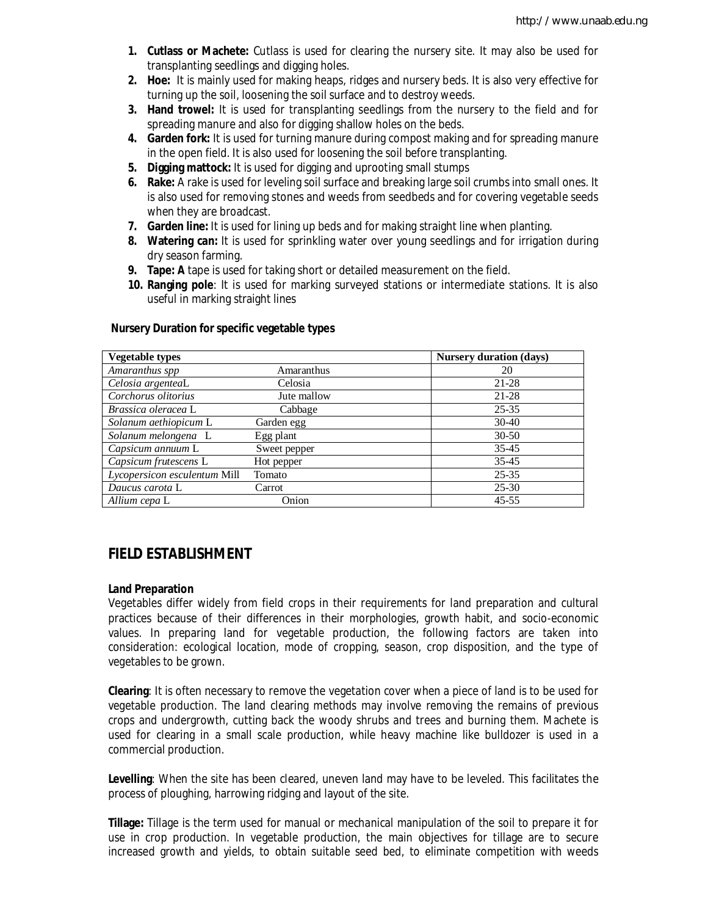1. **Cutlass or Machete:** Cutlass is used for clearing the nursery site. It may also be used for transplanting seedlings and digging holes.
2. **Hoe:** It is mainly used for making heaps, ridges and nursery beds. It is also very effective for turning up the soil, loosening the soil surface and to destroy weeds.
3. **Hand trowel:** It is used for transplanting seedlings from the nursery to the field and for spreading manure and also for digging shallow holes on the beds.
4. **Garden fork:** It is used for turning manure during compost making and for spreading manure in the open field. It is also used for loosening the soil before transplanting.
5. **Digging mattock:** It is used for digging and uprooting small stumps
6. **Rake:** A rake is used for leveling soil surface and breaking large soil crumbs into small ones. It is also used for removing stones and weeds from seedbeds and for covering vegetable seeds when they are broadcast.
7. **Garden line:** It is used for lining up beds and for making straight line when planting.
8. **Watering can:** It is used for sprinkling water over young seedlings and for irrigation during dry season farming.
9. **Tape: A** tape is used for taking short or detailed measurement on the field.
10. **Ranging pole**: It is used for marking surveyed stations or intermediate stations. It is also useful in marking straight lines

**Nursery Duration for specific vegetable types**

| Vegetable types | | Nursery duration (days) |
|---|---|---|
| *Amaranthus spp* | Amaranthus | 20 |
| *Celosia argentea*L | Celosia | 21-28 |
| *Corchorus olitorius* | Jute mallow | 21-28 |
| *Brassica oleracea* L | Cabbage | 25-35 |
| *Solanum aethiopicum* L | Garden egg | 30-40 |
| *Solanum melongena* L | Egg plant | 30-50 |
| *Capsicum annuum* L | Sweet pepper | 35-45 |
| *Capsicum frutescens* L | Hot pepper | 35-45 |
| *Lycopersicon esculentum* Mill | Tomato | 25-35 |
| *Daucus carota* L | Carrot | 25-30 |
| *Allium cepa* L | Onion | 45-55 |

## FIELD ESTABLISHMENT

**Land Preparation**

Vegetables differ widely from field crops in their requirements for land preparation and cultural practices because of their differences in their morphologies, growth habit, and socio-economic values. In preparing land for vegetable production, the following factors are taken into consideration: ecological location, mode of cropping, season, crop disposition, and the type of vegetables to be grown.

**Clearing**: It is often necessary to remove the vegetation cover when a piece of land is to be used for vegetable production. The land clearing methods may involve removing the remains of previous crops and undergrowth, cutting back the woody shrubs and trees and burning them. Machete is used for clearing in a small scale production, while heavy machine like bulldozer is used in a commercial production.

**Levelling**: When the site has been cleared, uneven land may have to be leveled. This facilitates the process of ploughing, harrowing ridging and layout of the site.

**Tillage:** Tillage is the term used for manual or mechanical manipulation of the soil to prepare it for use in crop production. In vegetable production, the main objectives for tillage are to secure increased growth and yields, to obtain suitable seed bed, to eliminate competition with weeds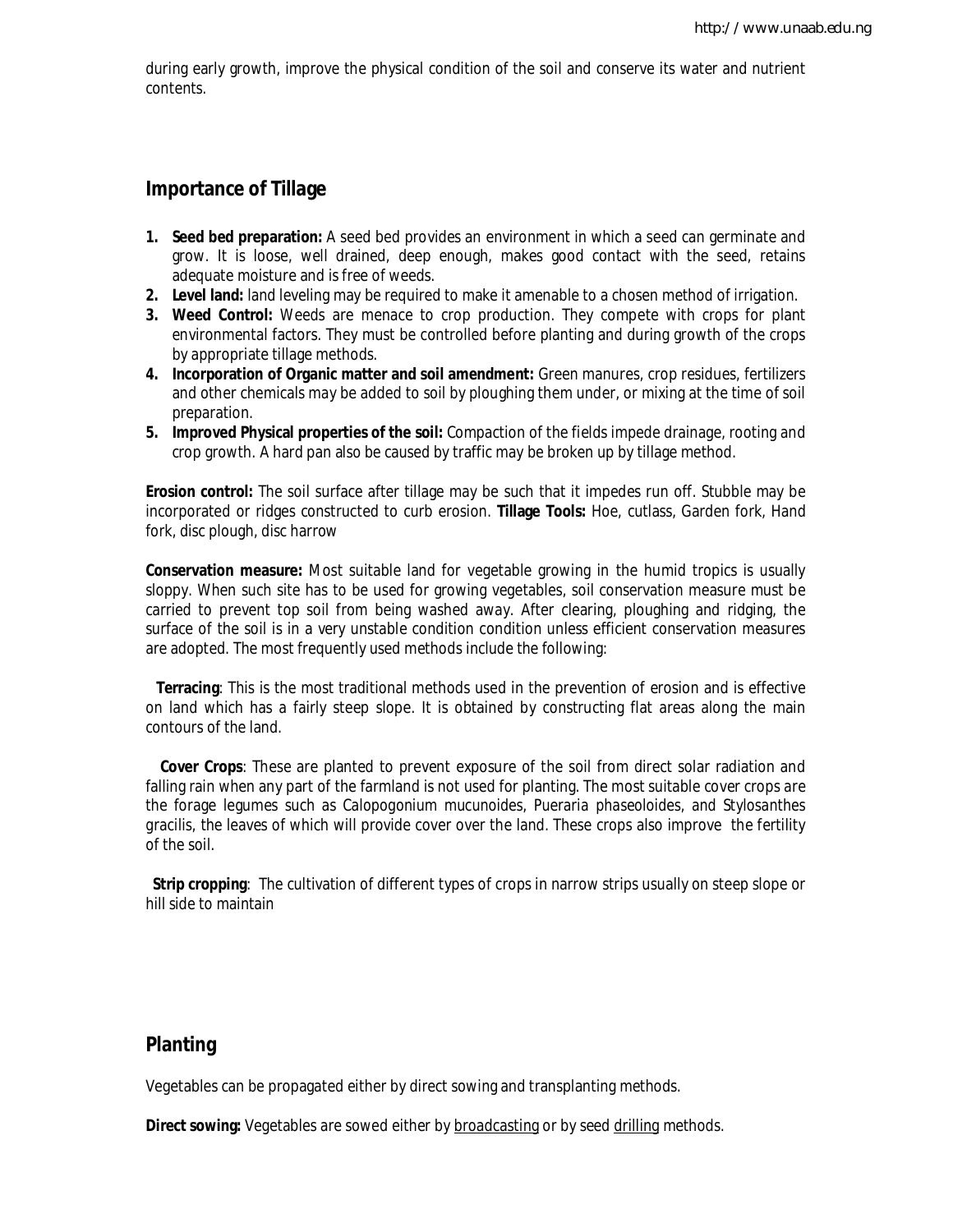during early growth, improve the physical condition of the soil and conserve its water and nutrient contents.

## Importance of Tillage

1. **Seed bed preparation:** A seed bed provides an environment in which a seed can germinate and grow. It is loose, well drained, deep enough, makes good contact with the seed, retains adequate moisture and is free of weeds.
2. **Level land:** land leveling may be required to make it amenable to a chosen method of irrigation.
3. **Weed Control:** Weeds are menace to crop production. They compete with crops for plant environmental factors. They must be controlled before planting and during growth of the crops by appropriate tillage methods.
4. **Incorporation of Organic matter and soil amendment:** Green manures, crop residues, fertilizers and other chemicals may be added to soil by ploughing them under, or mixing at the time of soil preparation.
5. **Improved Physical properties of the soil:** Compaction of the fields impede drainage, rooting and crop growth. A hard pan also be caused by traffic may be broken up by tillage method.

**Erosion control:** The soil surface after tillage may be such that it impedes run off. Stubble may be incorporated or ridges constructed to curb erosion. **Tillage Tools:** Hoe, cutlass, Garden fork, Hand fork, disc plough, disc harrow

**Conservation measure:** Most suitable land for vegetable growing in the humid tropics is usually sloppy. When such site has to be used for growing vegetables, soil conservation measure must be carried to prevent top soil from being washed away. After clearing, ploughing and ridging, the surface of the soil is in a very unstable condition condition unless efficient conservation measures are adopted. The most frequently used methods include the following:

**Terracing**: This is the most traditional methods used in the prevention of erosion and is effective on land which has a fairly steep slope. It is obtained by constructing flat areas along the main contours of the land.

**Cover Crops**: These are planted to prevent exposure of the soil from direct solar radiation and falling rain when any part of the farmland is not used for planting. The most suitable cover crops are the forage legumes such as *Calopogonium mucunoides*, *Pueraria phaseoloides*, and *Stylosanthes gracilis*, the leaves of which will provide cover over the land. These crops also improve the fertility of the soil.

**Strip cropping**: The cultivation of different types of crops in narrow strips usually on steep slope or hill side to maintain

## Planting

Vegetables can be propagated either by direct sowing and transplanting methods.

**Direct sowing:** Vegetables are sowed either by broadcasting or by seed drilling methods.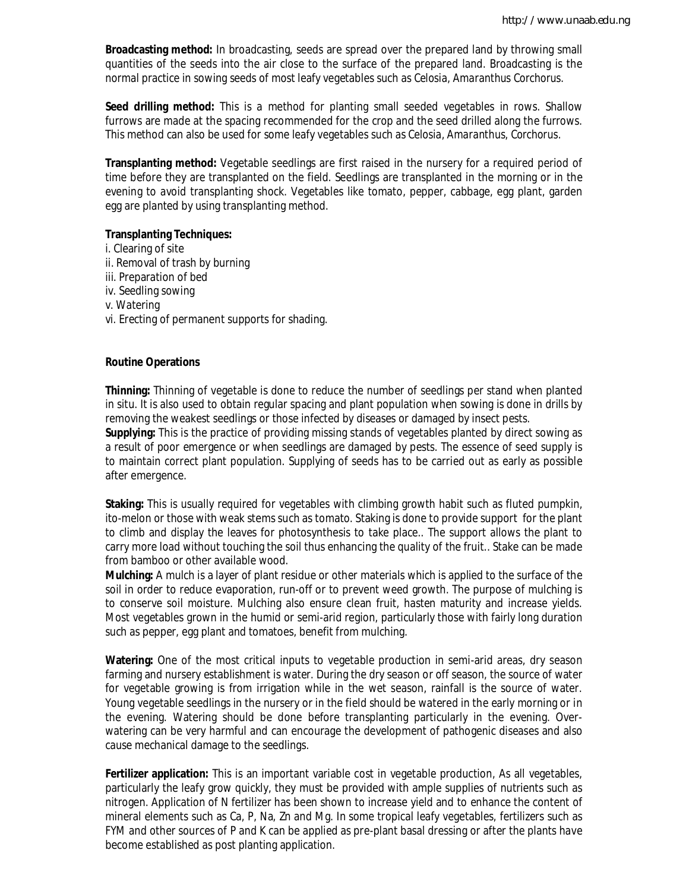**Broadcasting method:** In broadcasting, seeds are spread over the prepared land by throwing small quantities of the seeds into the air close to the surface of the prepared land. Broadcasting is the normal practice in sowing seeds of most leafy vegetables such as Celosia, Amaranthus Corchorus.

**Seed drilling method:** This is a method for planting small seeded vegetables in rows. Shallow furrows are made at the spacing recommended for the crop and the seed drilled along the furrows. This method can also be used for some leafy vegetables such as Celosia, Amaranthus, Corchorus.

**Transplanting method:** Vegetable seedlings are first raised in the nursery for a required period of time before they are transplanted on the field. Seedlings are transplanted in the morning or in the evening to avoid transplanting shock. Vegetables like tomato, pepper, cabbage, egg plant, garden egg are planted by using transplanting method.

**Transplanting Techniques:**

i. Clearing of site
ii. Removal of trash by burning
iii. Preparation of bed
iv. Seedling sowing
v. Watering
vi. Erecting of permanent supports for shading.

**Routine Operations**

**Thinning:** Thinning of vegetable is done to reduce the number of seedlings per stand when planted in situ. It is also used to obtain regular spacing and plant population when sowing is done in drills by removing the weakest seedlings or those infected by diseases or damaged by insect pests.

**Supplying:** This is the practice of providing missing stands of vegetables planted by direct sowing as a result of poor emergence or when seedlings are damaged by pests. The essence of seed supply is to maintain correct plant population. Supplying of seeds has to be carried out as early as possible after emergence.

**Staking:** This is usually required for vegetables with climbing growth habit such as fluted pumpkin, ito-melon or those with weak stems such as tomato. Staking is done to provide support for the plant to climb and display the leaves for photosynthesis to take place.. The support allows the plant to carry more load without touching the soil thus enhancing the quality of the fruit.. Stake can be made from bamboo or other available wood.

**Mulching:** A mulch is a layer of plant residue or other materials which is applied to the surface of the soil in order to reduce evaporation, run-off or to prevent weed growth. The purpose of mulching is to conserve soil moisture. Mulching also ensure clean fruit, hasten maturity and increase yields. Most vegetables grown in the humid or semi-arid region, particularly those with fairly long duration such as pepper, egg plant and tomatoes, benefit from mulching.

**Watering:** One of the most critical inputs to vegetable production in semi-arid areas, dry season farming and nursery establishment is water. During the dry season or off season, the source of water for vegetable growing is from irrigation while in the wet season, rainfall is the source of water. Young vegetable seedlings in the nursery or in the field should be watered in the early morning or in the evening. Watering should be done before transplanting particularly in the evening. Over-watering can be very harmful and can encourage the development of pathogenic diseases and also cause mechanical damage to the seedlings.

**Fertilizer application:** This is an important variable cost in vegetable production, As all vegetables, particularly the leafy grow quickly, they must be provided with ample supplies of nutrients such as nitrogen. Application of N fertilizer has been shown to increase yield and to enhance the content of mineral elements such as Ca, P, Na, Zn and Mg. In some tropical leafy vegetables, fertilizers such as FYM and other sources of P and K can be applied as pre-plant basal dressing or after the plants have become established as post planting application.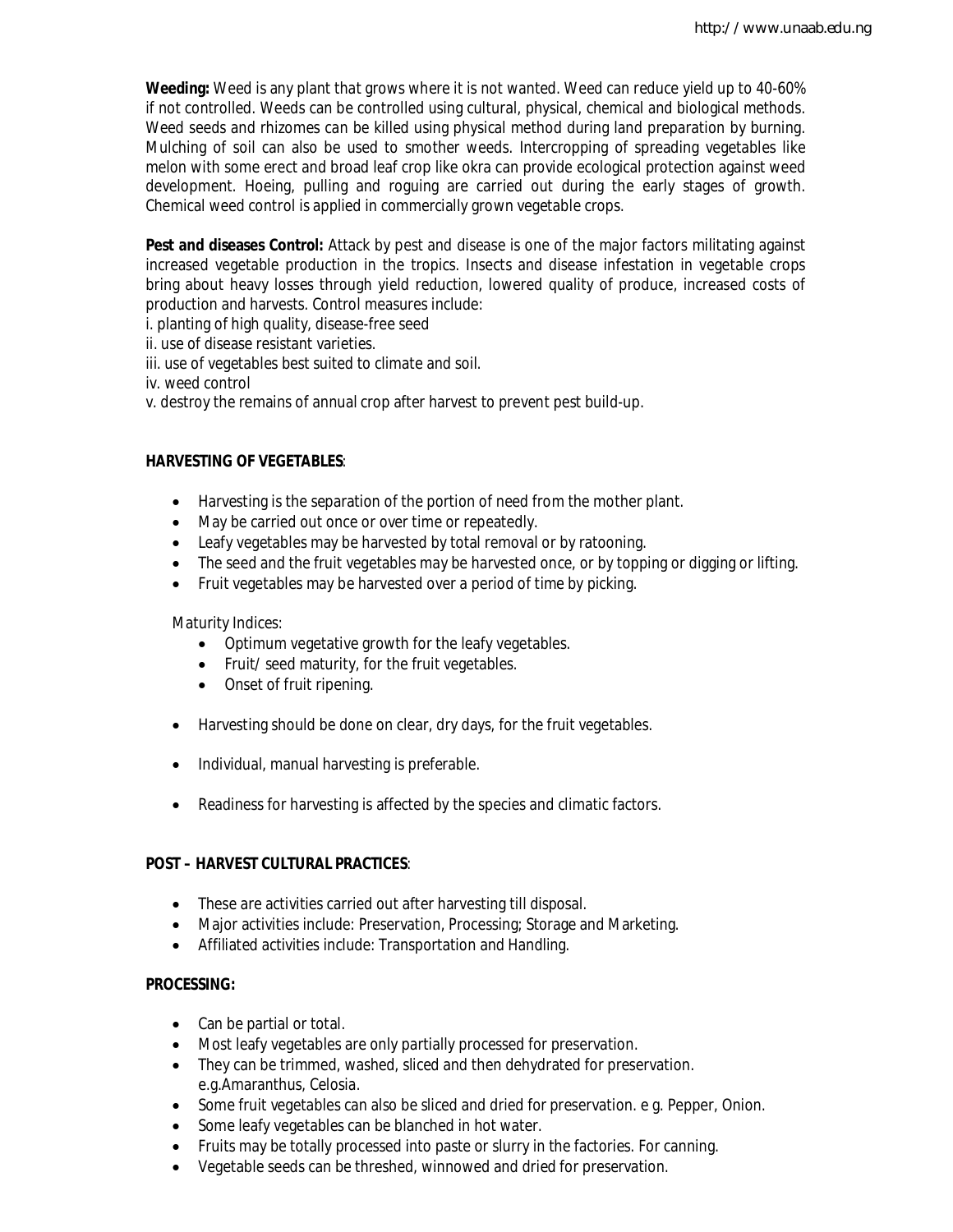**Weeding:** Weed is any plant that grows where it is not wanted. Weed can reduce yield up to 40-60% if not controlled. Weeds can be controlled using cultural, physical, chemical and biological methods. Weed seeds and rhizomes can be killed using physical method during land preparation by burning. Mulching of soil can also be used to smother weeds. Intercropping of spreading vegetables like melon with some erect and broad leaf crop like okra can provide ecological protection against weed development. Hoeing, pulling and roguing are carried out during the early stages of growth. Chemical weed control is applied in commercially grown vegetable crops.

**Pest and diseases Control:** Attack by pest and disease is one of the major factors militating against increased vegetable production in the tropics. Insects and disease infestation in vegetable crops bring about heavy losses through yield reduction, lowered quality of produce, increased costs of production and harvests. Control measures include:

i. planting of high quality, disease-free seed
ii. use of disease resistant varieties.
iii. use of vegetables best suited to climate and soil.
iv. weed control
v. destroy the remains of annual crop after harvest to prevent pest build-up.

**HARVESTING OF VEGETABLES**:

- Harvesting is the separation of the portion of need from the mother plant.
- May be carried out once or over time or repeatedly.
- Leafy vegetables may be harvested by total removal or by ratooning.
- The seed and the fruit vegetables may be harvested once, or by topping or digging or lifting.
- Fruit vegetables may be harvested over a period of time by picking.

Maturity Indices:

- Optimum vegetative growth for the leafy vegetables.
- Fruit/ seed maturity, for the fruit vegetables.
- Onset of fruit ripening.

- Harvesting should be done on clear, dry days, for the fruit vegetables.
- Individual, manual harvesting is preferable.
- Readiness for harvesting is affected by the species and climatic factors.

**POST – HARVEST CULTURAL PRACTICES**:

- These are activities carried out after harvesting till disposal.
- Major activities include: Preservation, Processing; Storage and Marketing.
- Affiliated activities include: Transportation and Handling.

**PROCESSING:**

- Can be partial or total.
- Most leafy vegetables are only partially processed for preservation.
- They can be trimmed, washed, sliced and then dehydrated for preservation. e.g.Amaranthus, Celosia.
- Some fruit vegetables can also be sliced and dried for preservation. e g. Pepper, Onion.
- Some leafy vegetables can be blanched in hot water.
- Fruits may be totally processed into paste or slurry in the factories. For canning.
- Vegetable seeds can be threshed, winnowed and dried for preservation.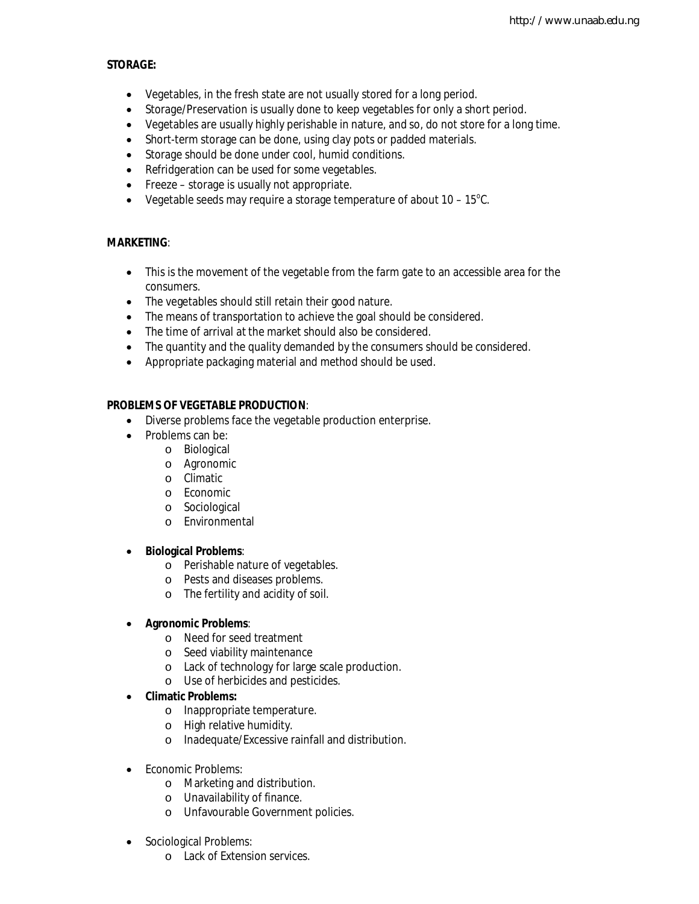**STORAGE:**

- Vegetables, in the fresh state are not usually stored for a long period.
- Storage/Preservation is usually done to keep vegetables for only a short period.
- Vegetables are usually highly perishable in nature, and so, do not store for a long time.
- Short-term storage can be done, using clay pots or padded materials.
- Storage should be done under cool, humid conditions.
- Refridgeration can be used for some vegetables.
- Freeze – storage is usually not appropriate.
- Vegetable seeds may require a storage temperature of about 10 – 15$^{o}$C.

**MARKETING**:

- This is the movement of the vegetable from the farm gate to an accessible area for the consumers.
- The vegetables should still retain their good nature.
- The means of transportation to achieve the goal should be considered.
- The time of arrival at the market should also be considered.
- The quantity and the quality demanded by the consumers should be considered.
- Appropriate packaging material and method should be used.

**PROBLEMS OF VEGETABLE PRODUCTION**:

- Diverse problems face the vegetable production enterprise.
- Problems can be:
    - Biological
    - Agronomic
    - Climatic
    - Economic
    - Sociological
    - Environmental
- **Biological Problems**:
    - Perishable nature of vegetables.
    - Pests and diseases problems.
    - The fertility and acidity of soil.
- **Agronomic Problems**:
    - Need for seed treatment
    - Seed viability maintenance
    - Lack of technology for large scale production.
    - Use of herbicides and pesticides.
- **Climatic Problems:**
    - Inappropriate temperature.
    - High relative humidity.
    - Inadequate/Excessive rainfall and distribution.
- Economic Problems:
    - Marketing and distribution.
    - Unavailability of finance.
    - Unfavourable Government policies.
- Sociological Problems:
    - Lack of Extension services.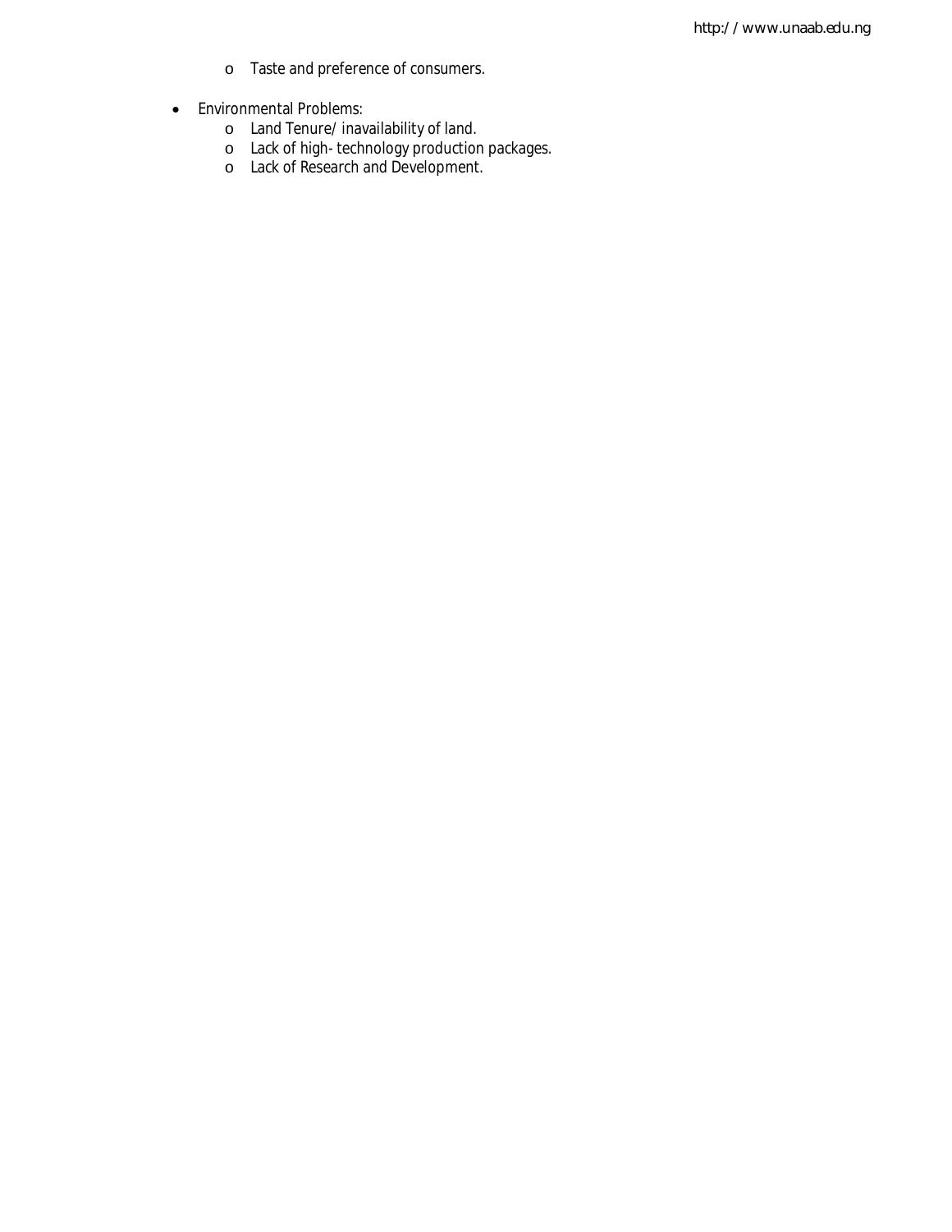- Taste and preference of consumers.

- Environmental Problems:
  - Land Tenure/ inavailability of land.
  - Lack of high- technology production packages.
  - Lack of Research and Development.